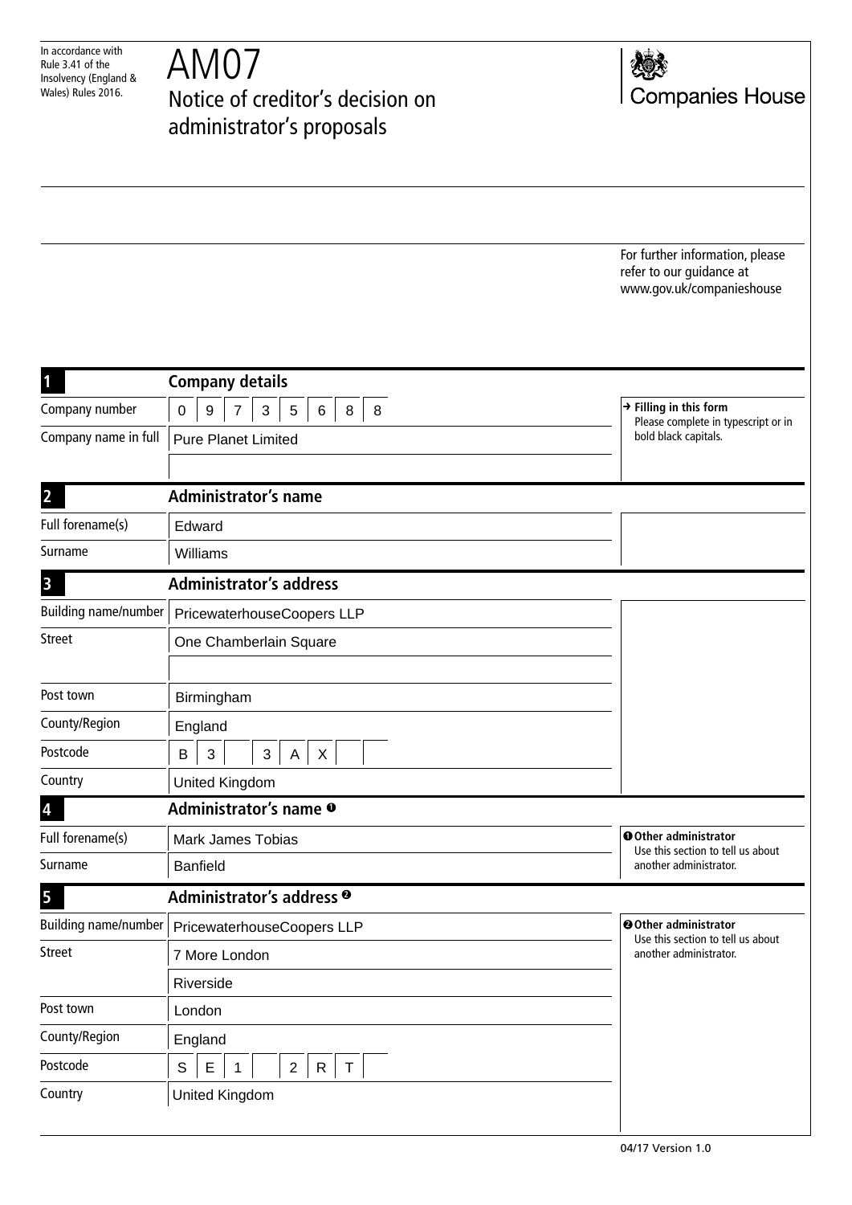In accordance with Rule 3.41 of the Insolvency (England & Wales) Rules 2016.

# AM07

## Notice of creditor's decision on administrator's proposals

Companies House

For further information, please refer to our guidance at www.gov.uk/companieshouse

### 1 Company details

| | |
|---|---|
| Company number | 0 9 7 3 5 6 8 8 |
| Company name in full | Pure Planet Limited |

→ **Filling in this form**
Please complete in typescript or in bold black capitals.

### 2 Administrator's name

| | |
|---|---|
| Full forename(s) | Edward |
| Surname | Williams |

### 3 Administrator's address

| | |
|---|---|
| Building name/number | PricewaterhouseCoopers LLP |
| Street | One Chamberlain Square |
| | |
| Post town | Birmingham |
| County/Region | England |
| Postcode | B 3 3 A X |
| Country | United Kingdom |

### 4 Administrator's name [1]

| | |
|---|---|
| Full forename(s) | Mark James Tobias |
| Surname | Banfield |

[1] **Other administrator**
Use this section to tell us about another administrator.

### 5 Administrator's address [2]

| | |
|---|---|
| Building name/number | PricewaterhouseCoopers LLP |
| Street | 7 More London |
| | Riverside |
| Post town | London |
| County/Region | England |
| Postcode | S E 1 2 R T |
| Country | United Kingdom |

[2] **Other administrator**
Use this section to tell us about another administrator.

04/17 Version 1.0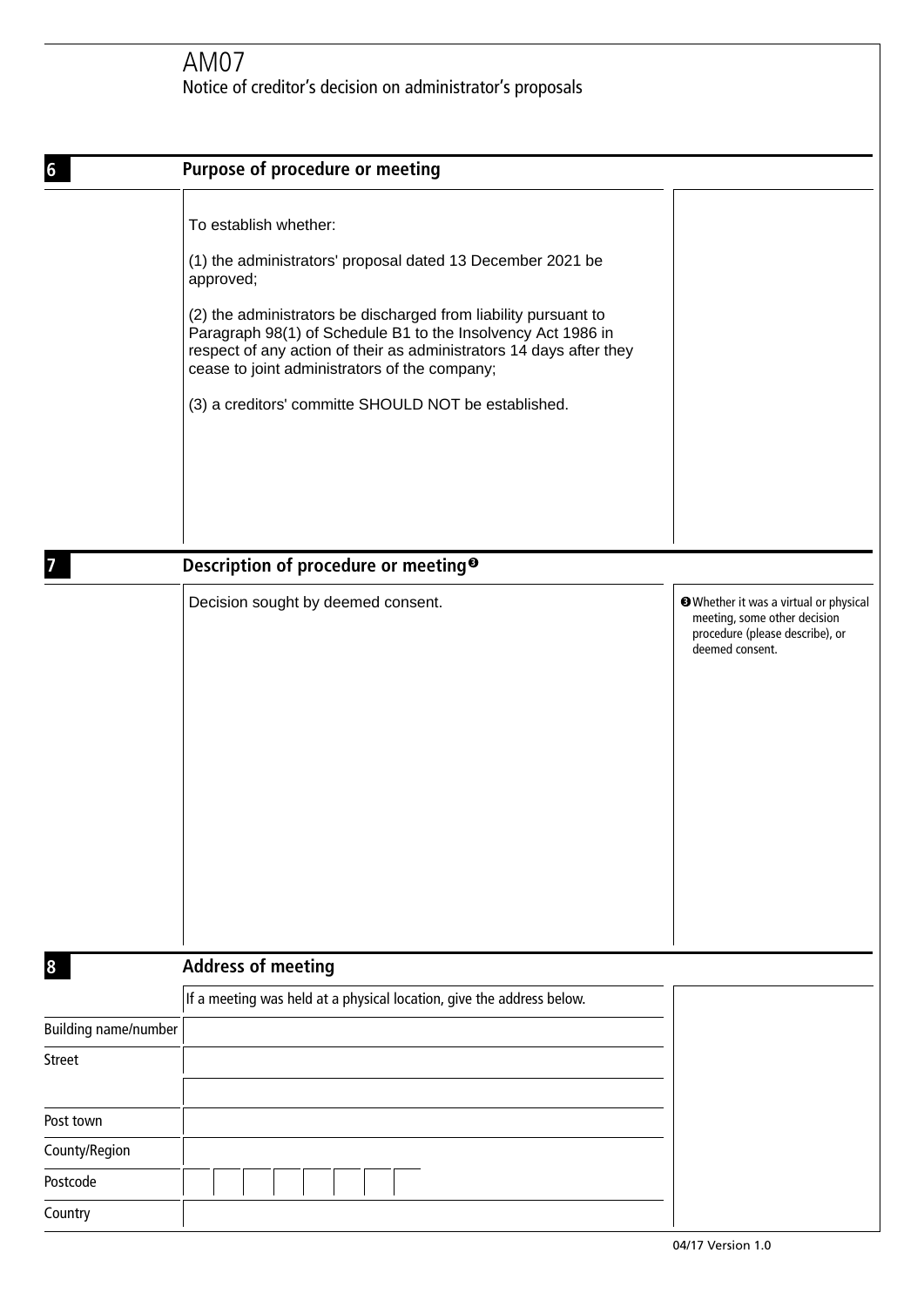# AM07

Notice of creditor's decision on administrator's proposals

## 6 Purpose of procedure or meeting

To establish whether:

(1) the administrators' proposal dated 13 December 2021 be approved;

(2) the administrators be discharged from liability pursuant to Paragraph 98(1) of Schedule B1 to the Insolvency Act 1986 in respect of any action of their as administrators 14 days after they cease to joint administrators of the company;

(3) a creditors' committe SHOULD NOT be established.

## 7 Description of procedure or meeting [3]

Decision sought by deemed consent.

[3] Whether it was a virtual or physical meeting, some other decision procedure (please describe), or deemed consent.

## 8 Address of meeting

If a meeting was held at a physical location, give the address below.

| | |
|---|---|
| Building name/number | |
| Street | |
| | |
| Post town | |
| County/Region | |
| Postcode | |
| Country | |

04/17 Version 1.0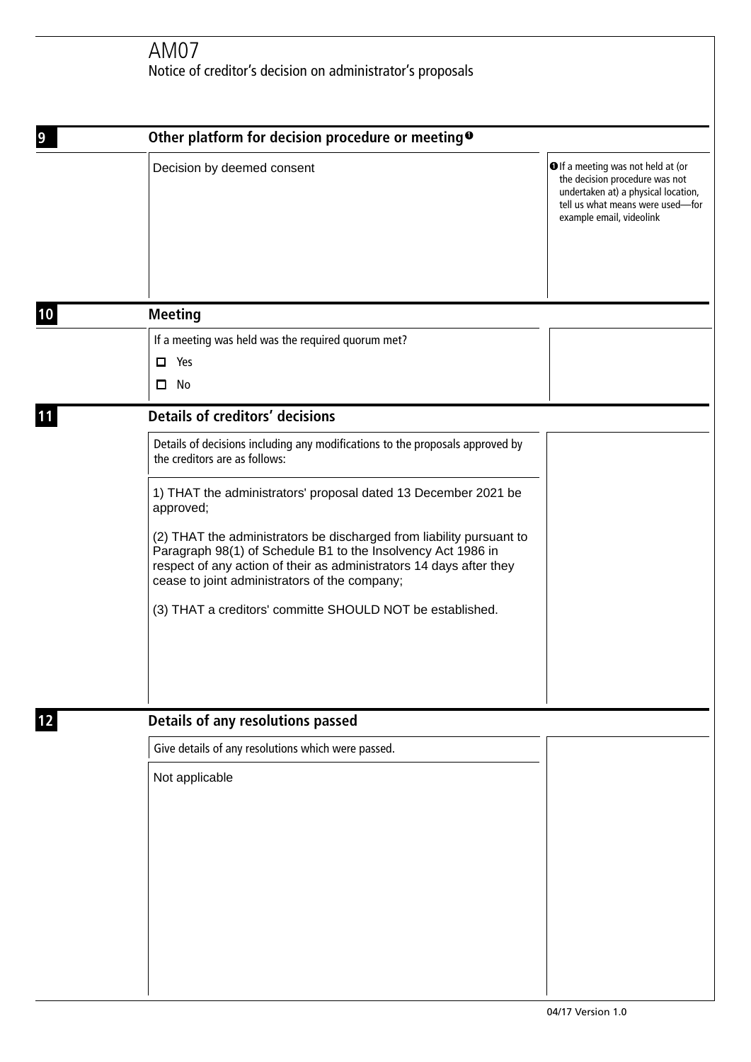# AM07

Notice of creditor's decision on administrator's proposals

## 9 Other platform for decision procedure or meeting[1]

Decision by deemed consent

[1] If a meeting was not held at (or the decision procedure was not undertaken at) a physical location, tell us what means were used—for example email, videolink

## 10 Meeting

If a meeting was held was the required quorum met?

☐ Yes

☐ No

## 11 Details of creditors' decisions

Details of decisions including any modifications to the proposals approved by the creditors are as follows:

1) THAT the administrators' proposal dated 13 December 2021 be approved;

(2) THAT the administrators be discharged from liability pursuant to Paragraph 98(1) of Schedule B1 to the Insolvency Act 1986 in respect of any action of their as administrators 14 days after they cease to joint administrators of the company;

(3) THAT a creditors' committe SHOULD NOT be established.

## 12 Details of any resolutions passed

Give details of any resolutions which were passed.

Not applicable

04/17 Version 1.0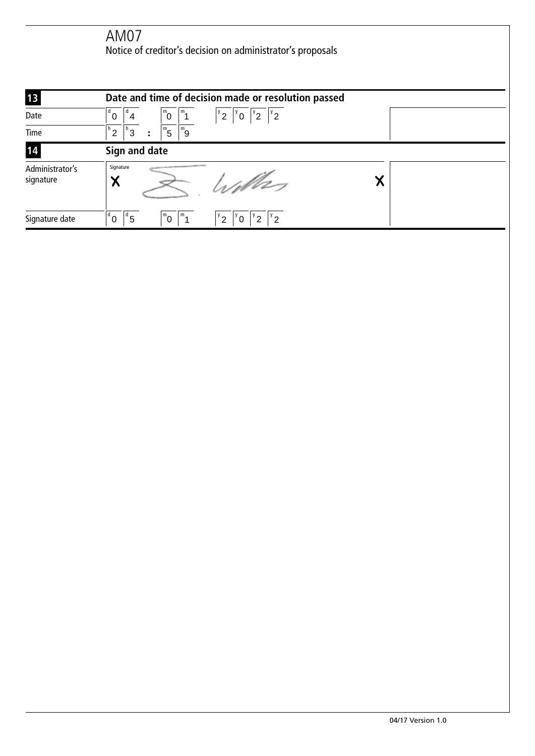# AM07

Notice of creditor's decision on administrator's proposals

## 13 Date and time of decision made or resolution passed

| | |
|---|---|
| Date | 0 4 / 0 1 / 2 0 2 2 |
| Time | 2 3 : 5 9 |

## 14 Sign and date

| | |
|---|---|
| Administrator's signature | Signature X [signature] X |
| Signature date | 0 5 / 0 1 / 2 0 2 2 |

04/17 Version 1.0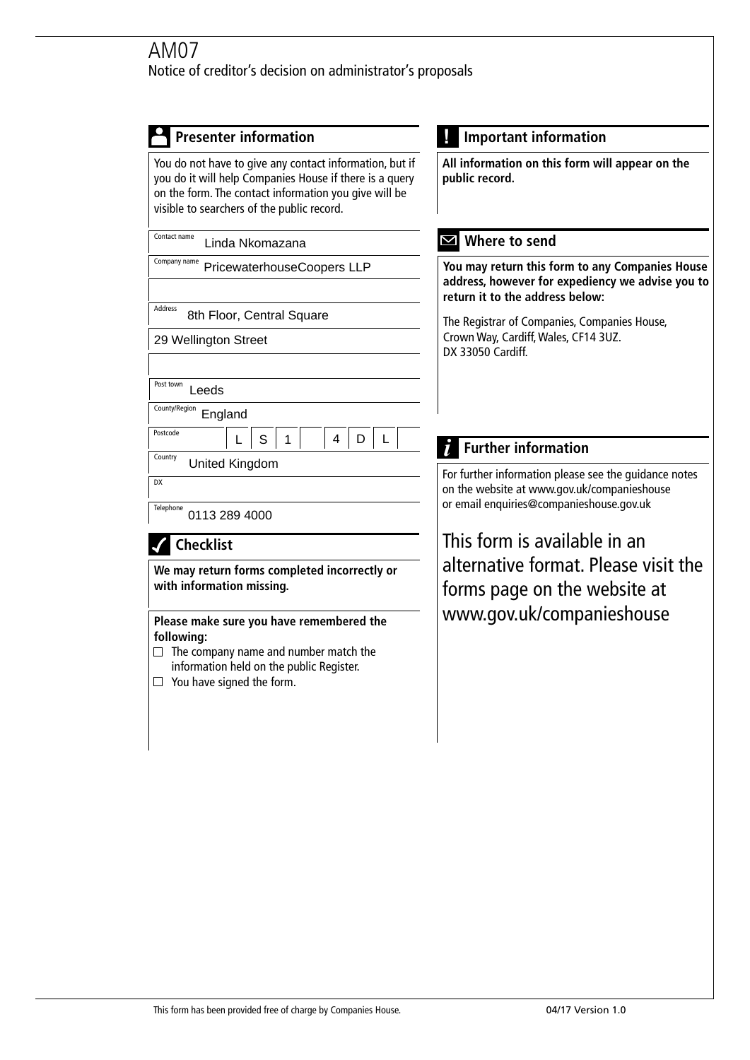# AM07

Notice of creditor's decision on administrator's proposals

## Presenter information

You do not have to give any contact information, but if you do it will help Companies House if there is a query on the form. The contact information you give will be visible to searchers of the public record.

Contact name: Linda Nkomazana

Company name: PricewaterhouseCoopers LLP

Address: 8th Floor, Central Square

29 Wellington Street

Post town: Leeds

County/Region: England

Postcode: LS1 4DL

Country: United Kingdom

DX:

Telephone: 0113 289 4000

## Checklist

**We may return forms completed incorrectly or with information missing.**

**Please make sure you have remembered the following:**

- ☐ The company name and number match the information held on the public Register.
- ☐ You have signed the form.

## Important information

**All information on this form will appear on the public record.**

## Where to send

**You may return this form to any Companies House address, however for expediency we advise you to return it to the address below:**

The Registrar of Companies, Companies House, Crown Way, Cardiff, Wales, CF14 3UZ.
DX 33050 Cardiff.

## Further information

For further information please see the guidance notes on the website at www.gov.uk/companieshouse or email enquiries@companieshouse.gov.uk

This form is available in an alternative format. Please visit the forms page on the website at www.gov.uk/companieshouse

This form has been provided free of charge by Companies House. 04/17 Version 1.0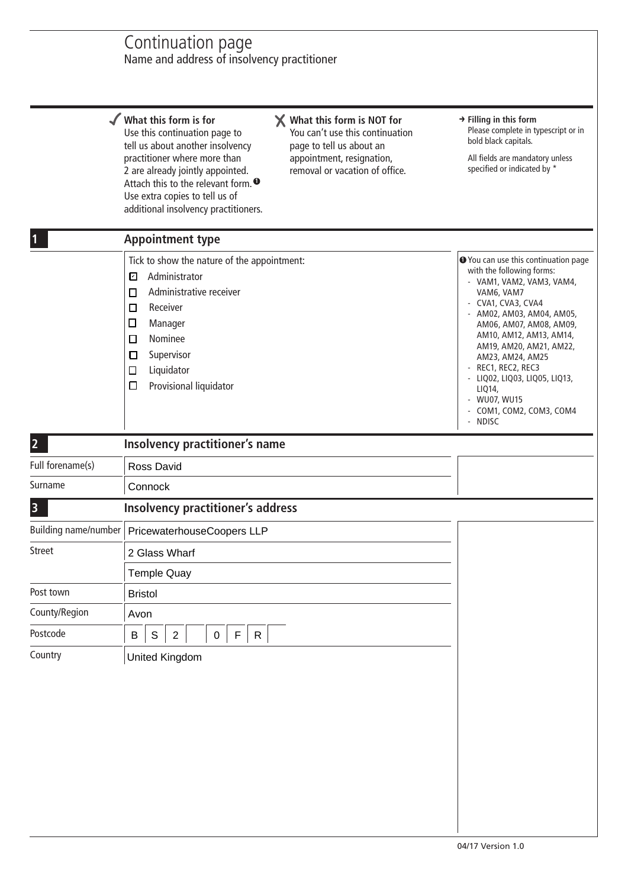# Continuation page

Name and address of insolvency practitioner

✓ **What this form is for**
Use this continuation page to tell us about another insolvency practitioner where more than 2 are already jointly appointed. Attach this to the relevant form. ❶
Use extra copies to tell us of additional insolvency practitioners.

✗ **What this form is NOT for**
You can't use this continuation page to tell us about an appointment, resignation, removal or vacation of office.

→ **Filling in this form**
Please complete in typescript or in bold black capitals.

All fields are mandatory unless specified or indicated by *

## 1 Appointment type

Tick to show the nature of the appointment:

- ☑ Administrator
- ☐ Administrative receiver
- ☐ Receiver
- ☐ Manager
- ☐ Nominee
- ☐ Supervisor
- ☐ Liquidator
- ☐ Provisional liquidator

❶ You can use this continuation page with the following forms:
- VAM1, VAM2, VAM3, VAM4, VAM6, VAM7
- CVA1, CVA3, CVA4
- AM02, AM03, AM04, AM05, AM06, AM07, AM08, AM09, AM10, AM12, AM13, AM14, AM19, AM20, AM21, AM22, AM23, AM24, AM25
- REC1, REC2, REC3
- LIQ02, LIQ03, LIQ05, LIQ13, LIQ14,
- WU07, WU15
- COM1, COM2, COM3, COM4
- NDISC

## 2 Insolvency practitioner's name

| | |
|---|---|
| Full forename(s) | Ross David |
| Surname | Connock |

## 3 Insolvency practitioner's address

| | |
|---|---|
| Building name/number | PricewaterhouseCoopers LLP |
| Street | 2 Glass Wharf |
| | Temple Quay |
| Post town | Bristol |
| County/Region | Avon |
| Postcode | BS2 0FR |
| Country | United Kingdom |

04/17 Version 1.0